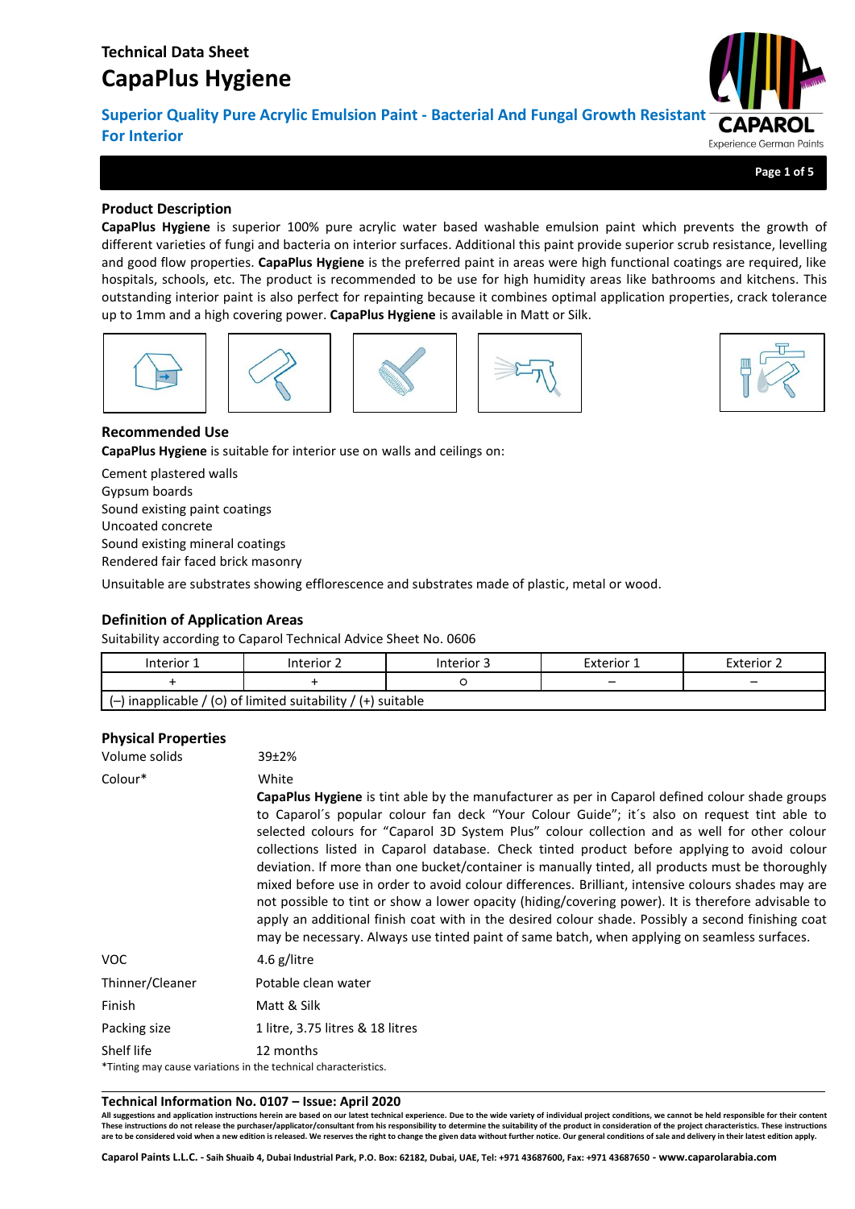# Technical Data Sheet

# CapaPlus Hygiene

## Superior Quality Pure Acrylic Emulsion Paint - Bacterial And Fungal Growth Resistant For Interior

### Product Description

**CapaPlus Hygiene** is superior 100% pure acrylic water based washable emulsion paint which prevents the growth of different varieties of fungi and bacteria on interior surfaces. Additional this paint provide superior scrub resistance, levelling and good flow properties. **CapaPlus Hygiene** is the preferred paint in areas were high functional coatings are required, like hospitals, schools, etc. The product is recommended to be use for high humidity areas like bathrooms and kitchens. This outstanding interior paint is also perfect for repainting because it combines optimal application properties, crack tolerance up to 1mm and a high covering power. **CapaPlus Hygiene** is available in Matt or Silk.

### Recommended Use

**CapaPlus Hygiene** is suitable for interior use on walls and ceilings on:

Cement plastered walls
Gypsum boards
Sound existing paint coatings
Uncoated concrete
Sound existing mineral coatings
Rendered fair faced brick masonry

Unsuitable are substrates showing efflorescence and substrates made of plastic, metal or wood.

### Definition of Application Areas

Suitability according to Caparol Technical Advice Sheet No. 0606

| Interior 1 | Interior 2 | Interior 3 | Exterior 1 | Exterior 2 |
|---|---|---|---|---|
| + | + | ○ | – | – |
| (–) inapplicable / (○) of limited suitability / (+) suitable | | | | |

### Physical Properties

| | |
|---|---|
| Volume solids | 39±2% |
| Colour* | White<br>**CapaPlus Hygiene** is tint able by the manufacturer as per in Caparol defined colour shade groups to Caparol´s popular colour fan deck "Your Colour Guide"; it´s also on request tint able to selected colours for "Caparol 3D System Plus" colour collection and as well for other colour collections listed in Caparol database. Check tinted product before applying to avoid colour deviation. If more than one bucket/container is manually tinted, all products must be thoroughly mixed before use in order to avoid colour differences. Brilliant, intensive colours shades may are not possible to tint or show a lower opacity (hiding/covering power). It is therefore advisable to apply an additional finish coat with in the desired colour shade. Possibly a second finishing coat may be necessary. Always use tinted paint of same batch, when applying on seamless surfaces. |
| VOC | 4.6 g/litre |
| Thinner/Cleaner | Potable clean water |
| Finish | Matt & Silk |
| Packing size | 1 litre, 3.75 litres & 18 litres |
| Shelf life | 12 months |

*Tinting may cause variations in the technical characteristics.

**Technical Information No. 0107 – Issue: April 2020**

**All suggestions and application instructions herein are based on our latest technical experience. Due to the wide variety of individual project conditions, we cannot be held responsible for their content These instructions do not release the purchaser/applicator/consultant from his responsibility to determine the suitability of the product in consideration of the project characteristics. These instructions are to be considered void when a new edition is released. We reserves the right to change the given data without further notice. Our general conditions of sale and delivery in their latest edition apply.**

**Caparol Paints L.L.C. - Saih Shuaib 4, Dubai Industrial Park, P.O. Box: 62182, Dubai, UAE, Tel: +971 43687600, Fax: +971 43687650 - www.caparolarabia.com**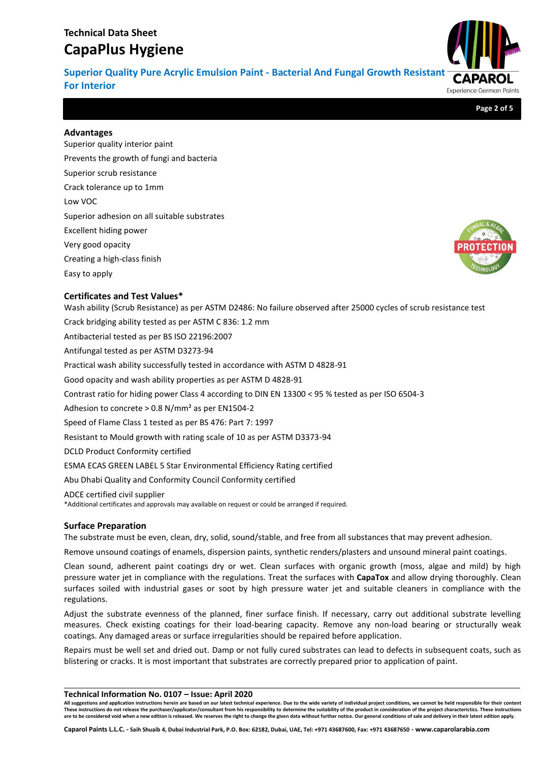## Advantages

Superior quality interior paint

Prevents the growth of fungi and bacteria

Superior scrub resistance

Crack tolerance up to 1mm

Low VOC

Superior adhesion on all suitable substrates

Excellent hiding power

Very good opacity

Creating a high-class finish

Easy to apply

## Certificates and Test Values*

Wash ability (Scrub Resistance) as per ASTM D2486: No failure observed after 25000 cycles of scrub resistance test

Crack bridging ability tested as per ASTM C 836: 1.2 mm

Antibacterial tested as per BS ISO 22196:2007

Antifungal tested as per ASTM D3273-94

Practical wash ability successfully tested in accordance with ASTM D 4828-91

Good opacity and wash ability properties as per ASTM D 4828-91

Contrast ratio for hiding power Class 4 according to DIN EN 13300 < 95 % tested as per ISO 6504-3

Adhesion to concrete > 0.8 N/mm² as per EN1504-2

Speed of Flame Class 1 tested as per BS 476: Part 7: 1997

Resistant to Mould growth with rating scale of 10 as per ASTM D3373-94

DCLD Product Conformity certified

ESMA ECAS GREEN LABEL 5 Star Environmental Efficiency Rating certified

Abu Dhabi Quality and Conformity Council Conformity certified

ADCE certified civil supplier

*Additional certificates and approvals may available on request or could be arranged if required.

## Surface Preparation

The substrate must be even, clean, dry, solid, sound/stable, and free from all substances that may prevent adhesion.

Remove unsound coatings of enamels, dispersion paints, synthetic renders/plasters and unsound mineral paint coatings.

Clean sound, adherent paint coatings dry or wet. Clean surfaces with organic growth (moss, algae and mild) by high pressure water jet in compliance with the regulations. Treat the surfaces with **CapaTox** and allow drying thoroughly. Clean surfaces soiled with industrial gases or soot by high pressure water jet and suitable cleaners in compliance with the regulations.

Adjust the substrate evenness of the planned, finer surface finish. If necessary, carry out additional substrate levelling measures. Check existing coatings for their load-bearing capacity. Remove any non-load bearing or structurally weak coatings. Any damaged areas or surface irregularities should be repaired before application.

Repairs must be well set and dried out. Damp or not fully cured substrates can lead to defects in subsequent coats, such as blistering or cracks. It is most important that substrates are correctly prepared prior to application of paint.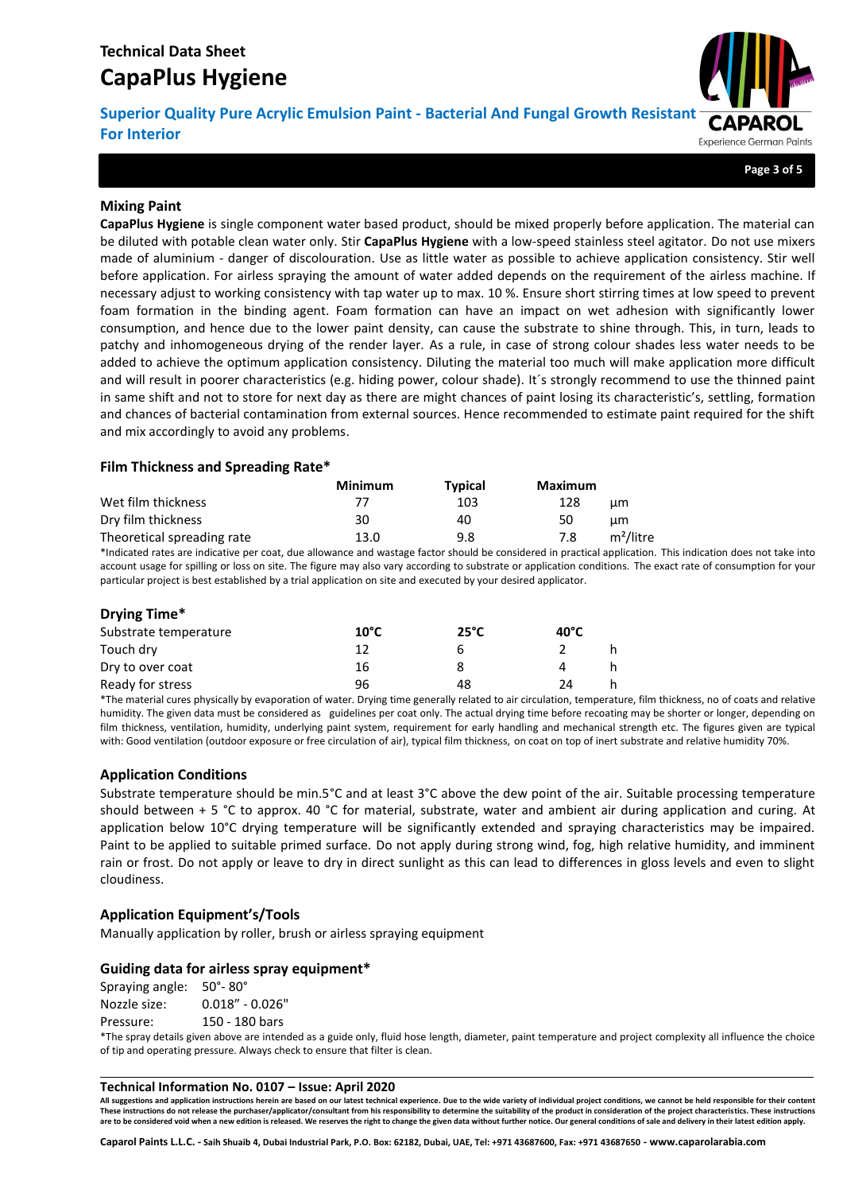## Mixing Paint

**CapaPlus Hygiene** is single component water based product, should be mixed properly before application. The material can be diluted with potable clean water only. Stir **CapaPlus Hygiene** with a low-speed stainless steel agitator. Do not use mixers made of aluminium - danger of discolouration. Use as little water as possible to achieve application consistency. Stir well before application. For airless spraying the amount of water added depends on the requirement of the airless machine. If necessary adjust to working consistency with tap water up to max. 10 %. Ensure short stirring times at low speed to prevent foam formation in the binding agent. Foam formation can have an impact on wet adhesion with significantly lower consumption, and hence due to the lower paint density, can cause the substrate to shine through. This, in turn, leads to patchy and inhomogeneous drying of the render layer. As a rule, in case of strong colour shades less water needs to be added to achieve the optimum application consistency. Diluting the material too much will make application more difficult and will result in poorer characteristics (e.g. hiding power, colour shade). It´s strongly recommend to use the thinned paint in same shift and not to store for next day as there are might chances of paint losing its characteristic's, settling, formation and chances of bacterial contamination from external sources. Hence recommended to estimate paint required for the shift and mix accordingly to avoid any problems.

## Film Thickness and Spreading Rate*

| | Minimum | Typical | Maximum | |
|---|---|---|---|---|
| Wet film thickness | 77 | 103 | 128 | µm |
| Dry film thickness | 30 | 40 | 50 | µm |
| Theoretical spreading rate | 13.0 | 9.8 | 7.8 | m²/litre |

*Indicated rates are indicative per coat, due allowance and wastage factor should be considered in practical application. This indication does not take into account usage for spilling or loss on site. The figure may also vary according to substrate or application conditions. The exact rate of consumption for your particular project is best established by a trial application on site and executed by your desired applicator.

## Drying Time*

| Substrate temperature | 10°C | 25°C | 40°C | |
|---|---|---|---|---|
| Touch dry | 12 | 6 | 2 | h |
| Dry to over coat | 16 | 8 | 4 | h |
| Ready for stress | 96 | 48 | 24 | h |

*The material cures physically by evaporation of water. Drying time generally related to air circulation, temperature, film thickness, no of coats and relative humidity. The given data must be considered as guidelines per coat only. The actual drying time before recoating may be shorter or longer, depending on film thickness, ventilation, humidity, underlying paint system, requirement for early handling and mechanical strength etc. The figures given are typical with: Good ventilation (outdoor exposure or free circulation of air), typical film thickness, on coat on top of inert substrate and relative humidity 70%.

## Application Conditions

Substrate temperature should be min.5°C and at least 3°C above the dew point of the air. Suitable processing temperature should between + 5 °C to approx. 40 °C for material, substrate, water and ambient air during application and curing. At application below 10°C drying temperature will be significantly extended and spraying characteristics may be impaired. Paint to be applied to suitable primed surface. Do not apply during strong wind, fog, high relative humidity, and imminent rain or frost. Do not apply or leave to dry in direct sunlight as this can lead to differences in gloss levels and even to slight cloudiness.

## Application Equipment's/Tools

Manually application by roller, brush or airless spraying equipment

## Guiding data for airless spray equipment*

Spraying angle: 50°- 80°
Nozzle size: 0.018" - 0.026"
Pressure: 150 - 180 bars

*The spray details given above are intended as a guide only, fluid hose length, diameter, paint temperature and project complexity all influence the choice of tip and operating pressure. Always check to ensure that filter is clean.

**Technical Information No. 0107 – Issue: April 2020**

**All suggestions and application instructions herein are based on our latest technical experience. Due to the wide variety of individual project conditions, we cannot be held responsible for their content These instructions do not release the purchaser/applicator/consultant from his responsibility to determine the suitability of the product in consideration of the project characteristics. These instructions are to be considered void when a new edition is released. We reserves the right to change the given data without further notice. Our general conditions of sale and delivery in their latest edition apply.**

**Caparol Paints L.L.C. - Saih Shuaib 4, Dubai Industrial Park, P.O. Box: 62182, Dubai, UAE, Tel: +971 43687600, Fax: +971 43687650 - www.caparolarabia.com**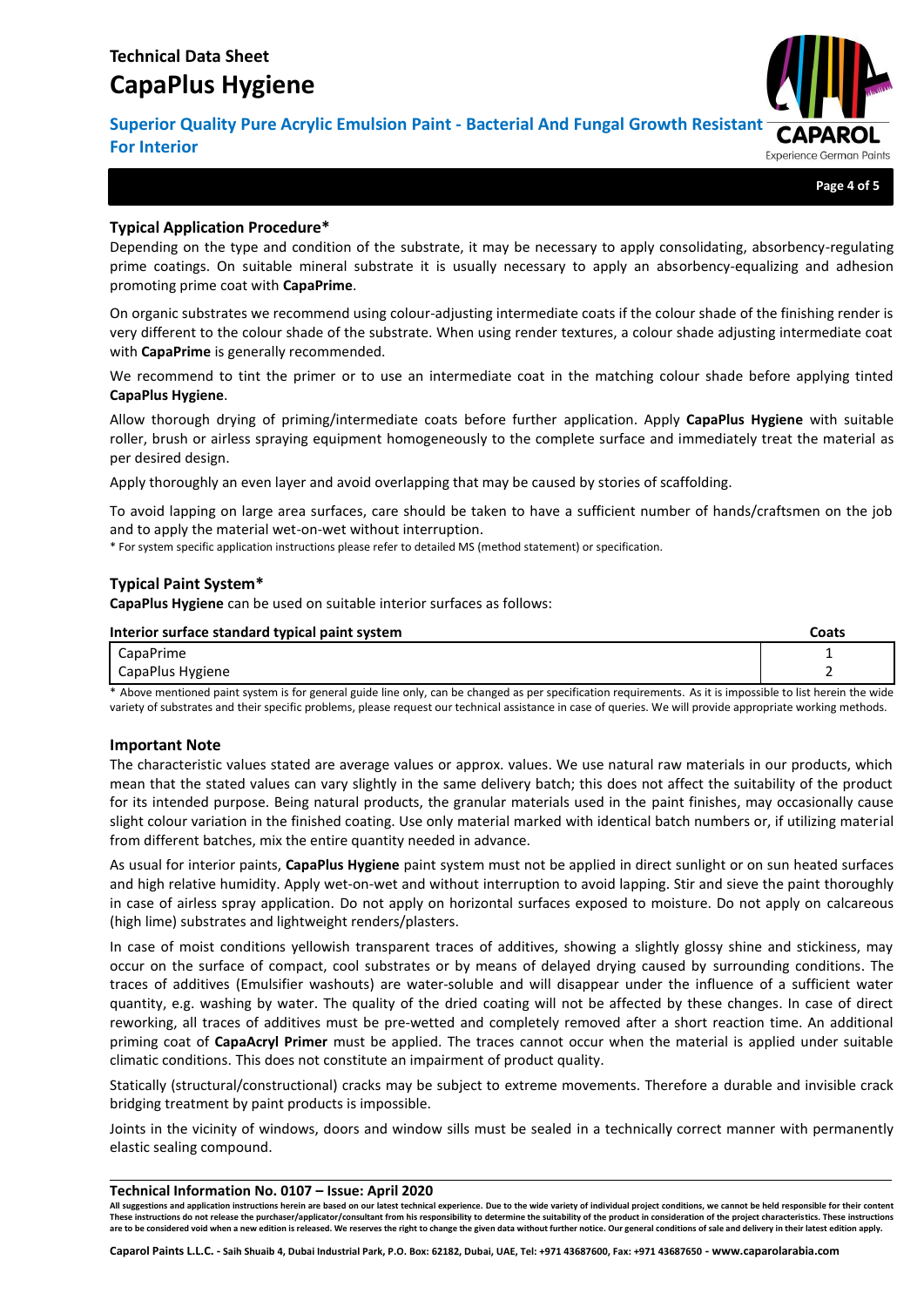## Typical Application Procedure*

Depending on the type and condition of the substrate, it may be necessary to apply consolidating, absorbency-regulating prime coatings. On suitable mineral substrate it is usually necessary to apply an absorbency-equalizing and adhesion promoting prime coat with **CapaPrime**.

On organic substrates we recommend using colour-adjusting intermediate coats if the colour shade of the finishing render is very different to the colour shade of the substrate. When using render textures, a colour shade adjusting intermediate coat with **CapaPrime** is generally recommended.

We recommend to tint the primer or to use an intermediate coat in the matching colour shade before applying tinted **CapaPlus Hygiene**.

Allow thorough drying of priming/intermediate coats before further application. Apply **CapaPlus Hygiene** with suitable roller, brush or airless spraying equipment homogeneously to the complete surface and immediately treat the material as per desired design.

Apply thoroughly an even layer and avoid overlapping that may be caused by stories of scaffolding.

To avoid lapping on large area surfaces, care should be taken to have a sufficient number of hands/craftsmen on the job and to apply the material wet-on-wet without interruption.

\* For system specific application instructions please refer to detailed MS (method statement) or specification.

## Typical Paint System*

**CapaPlus Hygiene** can be used on suitable interior surfaces as follows:

| Interior surface standard typical paint system | Coats |
|---|---|
| CapaPrime | 1 |
| CapaPlus Hygiene | 2 |

\* Above mentioned paint system is for general guide line only, can be changed as per specification requirements. As it is impossible to list herein the wide variety of substrates and their specific problems, please request our technical assistance in case of queries. We will provide appropriate working methods.

## Important Note

The characteristic values stated are average values or approx. values. We use natural raw materials in our products, which mean that the stated values can vary slightly in the same delivery batch; this does not affect the suitability of the product for its intended purpose. Being natural products, the granular materials used in the paint finishes, may occasionally cause slight colour variation in the finished coating. Use only material marked with identical batch numbers or, if utilizing material from different batches, mix the entire quantity needed in advance.

As usual for interior paints, **CapaPlus Hygiene** paint system must not be applied in direct sunlight or on sun heated surfaces and high relative humidity. Apply wet-on-wet and without interruption to avoid lapping. Stir and sieve the paint thoroughly in case of airless spray application. Do not apply on horizontal surfaces exposed to moisture. Do not apply on calcareous (high lime) substrates and lightweight renders/plasters.

In case of moist conditions yellowish transparent traces of additives, showing a slightly glossy shine and stickiness, may occur on the surface of compact, cool substrates or by means of delayed drying caused by surrounding conditions. The traces of additives (Emulsifier washouts) are water-soluble and will disappear under the influence of a sufficient water quantity, e.g. washing by water. The quality of the dried coating will not be affected by these changes. In case of direct reworking, all traces of additives must be pre-wetted and completely removed after a short reaction time. An additional priming coat of **CapaAcryl Primer** must be applied. The traces cannot occur when the material is applied under suitable climatic conditions. This does not constitute an impairment of product quality.

Statically (structural/constructional) cracks may be subject to extreme movements. Therefore a durable and invisible crack bridging treatment by paint products is impossible.

Joints in the vicinity of windows, doors and window sills must be sealed in a technically correct manner with permanently elastic sealing compound.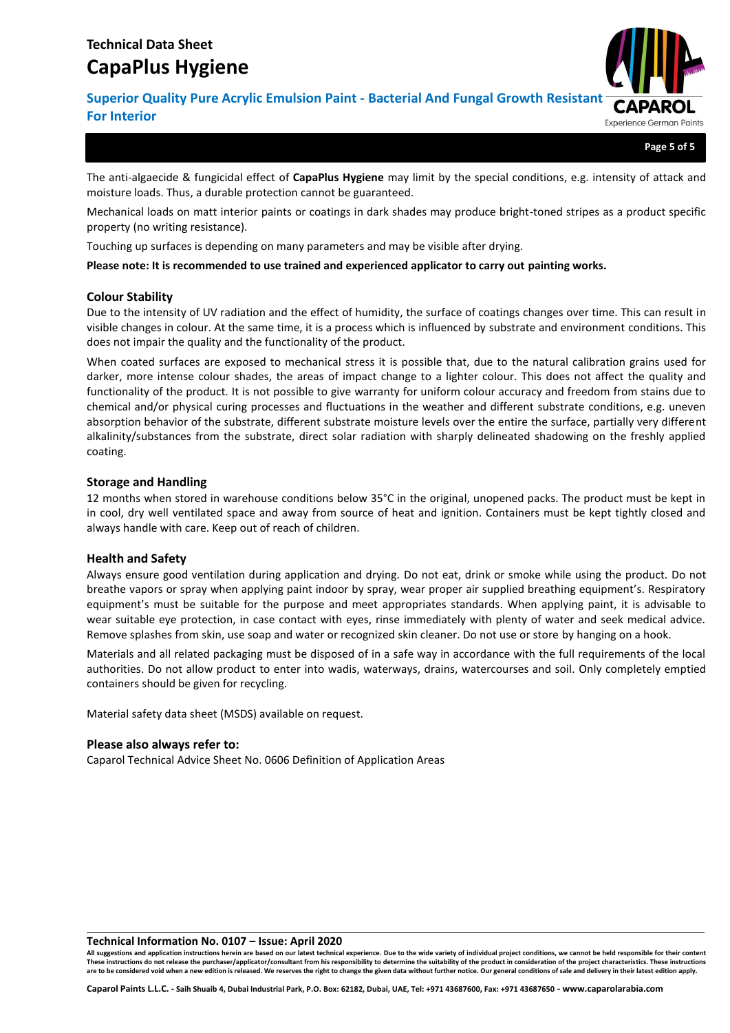The anti-algaecide & fungicidal effect of **CapaPlus Hygiene** may limit by the special conditions, e.g. intensity of attack and moisture loads. Thus, a durable protection cannot be guaranteed.

Mechanical loads on matt interior paints or coatings in dark shades may produce bright-toned stripes as a product specific property (no writing resistance).

Touching up surfaces is depending on many parameters and may be visible after drying.

**Please note: It is recommended to use trained and experienced applicator to carry out painting works.**

## Colour Stability

Due to the intensity of UV radiation and the effect of humidity, the surface of coatings changes over time. This can result in visible changes in colour. At the same time, it is a process which is influenced by substrate and environment conditions. This does not impair the quality and the functionality of the product.

When coated surfaces are exposed to mechanical stress it is possible that, due to the natural calibration grains used for darker, more intense colour shades, the areas of impact change to a lighter colour. This does not affect the quality and functionality of the product. It is not possible to give warranty for uniform colour accuracy and freedom from stains due to chemical and/or physical curing processes and fluctuations in the weather and different substrate conditions, e.g. uneven absorption behavior of the substrate, different substrate moisture levels over the entire the surface, partially very different alkalinity/substances from the substrate, direct solar radiation with sharply delineated shadowing on the freshly applied coating.

## Storage and Handling

12 months when stored in warehouse conditions below 35°C in the original, unopened packs. The product must be kept in in cool, dry well ventilated space and away from source of heat and ignition. Containers must be kept tightly closed and always handle with care. Keep out of reach of children.

## Health and Safety

Always ensure good ventilation during application and drying. Do not eat, drink or smoke while using the product. Do not breathe vapors or spray when applying paint indoor by spray, wear proper air supplied breathing equipment's. Respiratory equipment's must be suitable for the purpose and meet appropriates standards. When applying paint, it is advisable to wear suitable eye protection, in case contact with eyes, rinse immediately with plenty of water and seek medical advice. Remove splashes from skin, use soap and water or recognized skin cleaner. Do not use or store by hanging on a hook.

Materials and all related packaging must be disposed of in a safe way in accordance with the full requirements of the local authorities. Do not allow product to enter into wadis, waterways, drains, watercourses and soil. Only completely emptied containers should be given for recycling.

Material safety data sheet (MSDS) available on request.

## Please also always refer to:

Caparol Technical Advice Sheet No. 0606 Definition of Application Areas

**Technical Information No. 0107 – Issue: April 2020**

**All suggestions and application instructions herein are based on our latest technical experience. Due to the wide variety of individual project conditions, we cannot be held responsible for their content These instructions do not release the purchaser/applicator/consultant from his responsibility to determine the suitability of the product in consideration of the project characteristics. These instructions are to be considered void when a new edition is released. We reserves the right to change the given data without further notice. Our general conditions of sale and delivery in their latest edition apply.**

**Caparol Paints L.L.C.** - Saih Shuaib 4, Dubai Industrial Park, P.O. Box: 62182, Dubai, UAE, Tel: +971 43687600, Fax: +971 43687650 - **www.caparolarabia.com**